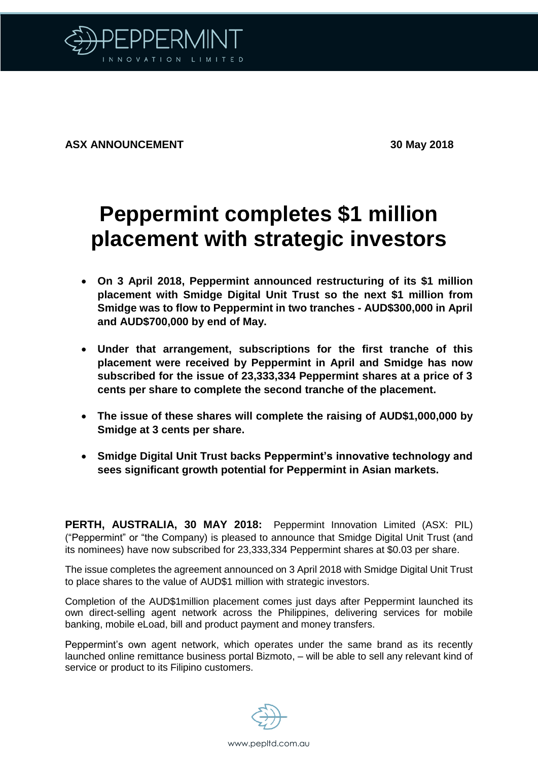**ASX ANNOUNCEMENT** **30 May 2018**

# Peppermint completes $1 million placement with strategic investors

- **On 3 April 2018, Peppermint announced restructuring of its $1 million placement with Smidge Digital Unit Trust so the next $1 million from Smidge was to flow to Peppermint in two tranches - AUD$300,000 in April and AUD$700,000 by end of May.**
- **Under that arrangement, subscriptions for the first tranche of this placement were received by Peppermint in April and Smidge has now subscribed for the issue of 23,333,334 Peppermint shares at a price of 3 cents per share to complete the second tranche of the placement.**
- **The issue of these shares will complete the raising of AUD$1,000,000 by Smidge at 3 cents per share.**
- **Smidge Digital Unit Trust backs Peppermint's innovative technology and sees significant growth potential for Peppermint in Asian markets.**

**PERTH, AUSTRALIA, 30 MAY 2018:** Peppermint Innovation Limited (ASX: PIL) ("Peppermint" or "the Company) is pleased to announce that Smidge Digital Unit Trust (and its nominees) have now subscribed for 23,333,334 Peppermint shares at $0.03 per share.

The issue completes the agreement announced on 3 April 2018 with Smidge Digital Unit Trust to place shares to the value of AUD$1 million with strategic investors.

Completion of the AUD$1million placement comes just days after Peppermint launched its own direct-selling agent network across the Philippines, delivering services for mobile banking, mobile eLoad, bill and product payment and money transfers.

Peppermint's own agent network, which operates under the same brand as its recently launched online remittance business portal Bizmoto, – will be able to sell any relevant kind of service or product to its Filipino customers.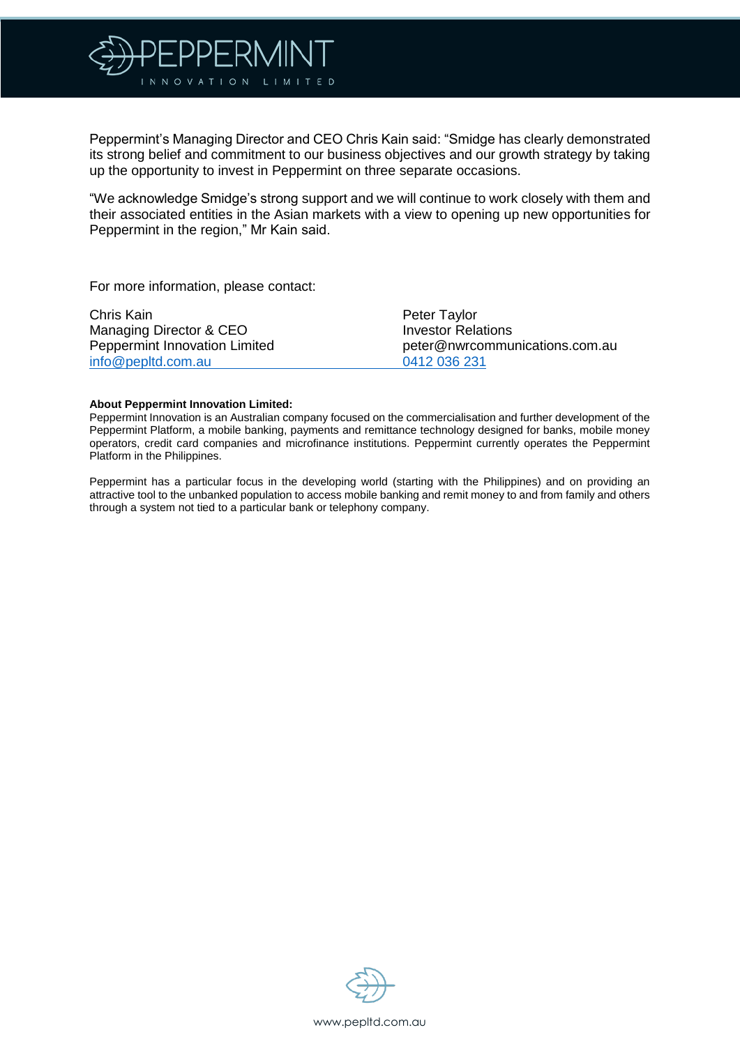Peppermint's Managing Director and CEO Chris Kain said: "Smidge has clearly demonstrated its strong belief and commitment to our business objectives and our growth strategy by taking up the opportunity to invest in Peppermint on three separate occasions.

"We acknowledge Smidge's strong support and we will continue to work closely with them and their associated entities in the Asian markets with a view to opening up new opportunities for Peppermint in the region," Mr Kain said.

For more information, please contact:

Chris Kain
Managing Director & CEO
Peppermint Innovation Limited
info@pepltd.com.au

Peter Taylor
Investor Relations
peter@nwrcommunications.com.au
0412 036 231

**About Peppermint Innovation Limited:**
Peppermint Innovation is an Australian company focused on the commercialisation and further development of the Peppermint Platform, a mobile banking, payments and remittance technology designed for banks, mobile money operators, credit card companies and microfinance institutions. Peppermint currently operates the Peppermint Platform in the Philippines.

Peppermint has a particular focus in the developing world (starting with the Philippines) and on providing an attractive tool to the unbanked population to access mobile banking and remit money to and from family and others through a system not tied to a particular bank or telephony company.